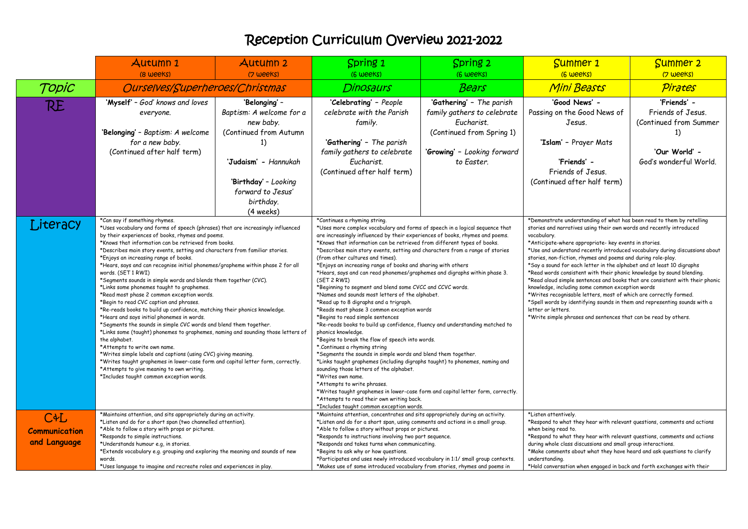# Reception Curriculum Overview 2021-2022

| | Autumn 1 (8 weeks) | Autumn 2 (7 weeks) | Spring 1 (6 weeks) | Spring 2 (6 weeks) | Summer 1 (6 weeks) | Summer 2 (7 weeks) |
|---|---|---|---|---|---|---|
| Topic | Ourselves/Superheroes/Christmas | | Dinosaurs | Bears | Mini Beasts | Pirates |
| RE | **'Myself'** – *God' knows and loves everyone.* <br> **'Belonging'** – *Baptism: A welcome for a new baby.* (Continued after half term) | **'Belonging'** – *Baptism: A welcome for a new baby.* (Continued from Autumn 1) <br> **'Judaism'** – *Hannukah* <br> **'Birthday'** – *Looking forward to Jesus' birthday.* (4 weeks) | **'Celebrating'** – *People celebrate with the Parish family.* <br> **'Gathering'** – *The parish family gathers to celebrate Eucharist.* (Continued after half term) | **'Gathering'** – *The parish family gathers to celebrate Eucharist.* (Continued from Spring 1) <br> **'Growing'** – *Looking forward to Easter.* | **'Good News'** – Passing on the Good News of Jesus. <br> **'Islam'** – Prayer Mats <br> **'Friends'** – Friends of Jesus. (Continued after half term) | **'Friends'** – Friends of Jesus. (Continued from Summer 1) <br> **'Our World'** – God's wonderful World. |
| Literacy | *Can say if something rhymes. <br> *Uses vocabulary and forms of speech (phrases) that are increasingly influenced by their experiences of books, rhymes and poems. <br> *Knows that information can be retrieved from books. <br> *Describes main story events, setting and characters from familiar stories. <br> *Enjoys an increasing range of books. <br> *Hears, says and can recognise initial phonemes/grapheme within phase 2 for all words. (SET 1 RWI) <br> *Segments sounds in simple words and blends them together (CVC). <br> *Links some phonemes taught to graphemes. <br> *Read most phase 2 common exception words. <br> *Begin to read CVC caption and phrases. <br> *Re-reads books to build up confidence, matching their phonics knowledge. <br> *Hears and says initial phonemes in words. <br> *Segments the sounds in simple CVC words and blend them together. <br> *Links some (taught) phonemes to graphemes, naming and sounding those letters of the alphabet. <br> *Attempts to write own name. <br> *Writes simple labels and captions (using CVC) giving meaning. <br> *Writes taught graphemes in lower-case form and capital letter form, correctly. <br> *Attempts to give meaning to own writing. <br> *Includes taught common exception words. | | *Continues a rhyming string. <br> *Uses more complex vocabulary and forms of speech in a logical sequence that are increasingly influenced by their experiences of books, rhymes and poems. <br> *Knows that information can be retrieved from different types of books. <br> *Describes main story events, setting and characters from a range of stories (from other cultures and times). <br> *Enjoys an increasing range of books and sharing with others <br> *Hears, says and can read phonemes/graphemes and digraphs within phase 3. (SET 2 RWI) <br> *Beginning to segment and blend some CVCC and CCVC words. <br> *Names and sounds most letters of the alphabet. <br> *Read up to 8 digraphs and a trigraph. <br> *Reads most phase 3 common exception words <br> *Begins to read simple sentences <br> *Re-reads books to build up confidence, fluency and understanding matched to phonics knowledge. <br> *Begins to break the flow of speech into words. <br> *.Continues a rhyming string <br> *Segments the sounds in simple words and blend them together. <br> *Links taught graphemes (including digraphs taught) to phonemes, naming and sounding those letters of the alphabet. <br> *Writes own name. <br> *Attempts to write phrases. <br> *Writes taught graphemes in lower-case form and capital letter form, correctly. <br> *Attempts to read their own writing back. <br> *Includes taught common exception words. | | *Demonstrate understanding of what has been read to them by retelling stories and narratives using their own words and recently introduced vocabulary. <br> *Anticipate-where appropriate- key events in stories. <br> *Use and understand recently introduced vocabulary during discussions about stories, non-fiction, rhymes and poems and during role-play. <br> *Say a sound for each letter in the alphabet and at least 10 digraphs <br> *Read words consistent with their phonic knowledge by sound blending. <br> *Read aloud simple sentences and books that are consistent with their phonic knowledge, including some common exception words <br> *Writes recognisable letters, most of which are correctly formed. <br> *Spell words by identifying sounds in them and representing sounds with a letter or letters. <br> *Write simple phrases and sentences that can be read by others. | |
| C&L **Communication and Language** | *Maintains attention, and sits appropriately during an activity. <br> *Listen and do for a short span (two channelled attention). <br> *Able to follow a story with props or pictures. <br> *Responds to simple instructions. <br> *Understands humour e.g, in stories. <br> *Extends vocabulary e.g. grouping and exploring the meaning and sounds of new words. <br> *Uses language to imagine and recreate roles and experiences in play. | | *Maintains attention, concentrates and sits appropriately during an activity. <br> *Listen and do for a short span, using comments and actions in a small group. <br> *Able to follow a story without props or pictures. <br> *Responds to instructions involving two part sequence. <br> *Responds and takes turns when communicating. <br> *Begins to ask why or how questions. <br> *Participates and uses newly introduced vocabulary in 1:1/ small group contexts. <br> *Makes use of some introduced vocabulary from stories, rhymes and poems in | | *Listen attentively. <br> *Respond to what they hear with relevant questions, comments and actions when being read to. <br> *Respond to what they hear with relevant questions, comments and actions during whole class discussions and small group interactions. <br> *Make comments about what they have heard and ask questions to clarify understanding. <br> *Hold conversation when engaged in back and forth exchanges with their | |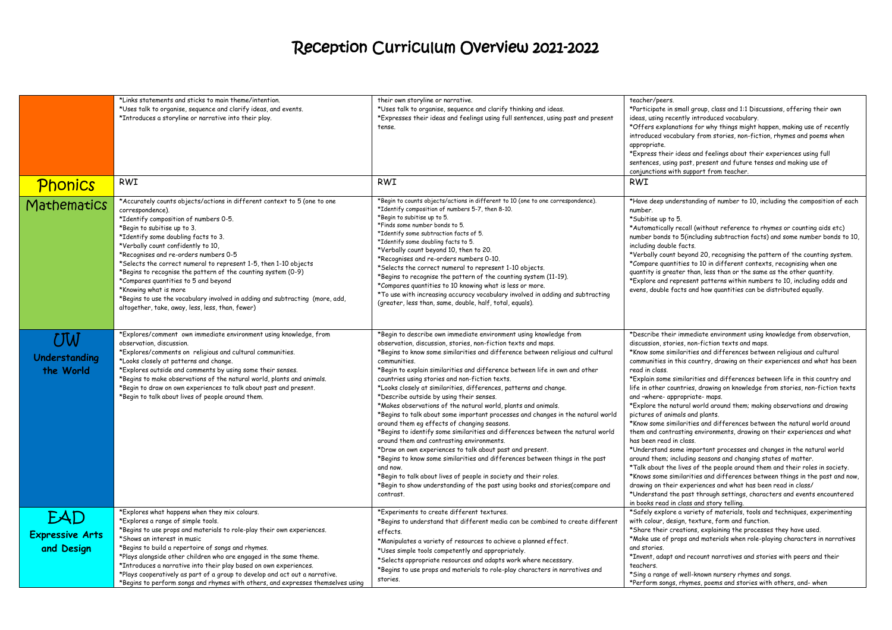# Reception Curriculum Overview 2021-2022

| | | | |
|---|---|---|---|
| | *Links statements and sticks to main theme/intention.<br>*Uses talk to organise, sequence and clarify ideas, and events.<br>*Introduces a storyline or narrative into their play. | their own storyline or narrative.<br>*Uses talk to organise, sequence and clarify thinking and ideas.<br>*Expresses their ideas and feelings using full sentences, using past and present tense. | teacher/peers.<br>*Participate in small group, class and 1:1 Discussions, offering their own ideas, using recently introduced vocabulary.<br>*Offers explanations for why things might happen, making use of recently introduced vocabulary from stories, non-fiction, rhymes and poems when appropriate.<br>*Express their ideas and feelings about their experiences using full sentences, using past, present and future tenses and making use of conjunctions with support from teacher. |
| **Phonics** | RWI | RWI | RWI |
| **Mathematics** | *Accurately counts objects/actions in different context to 5 (one to one correspondence).<br>*Identify composition of numbers 0-5.<br>*Begin to subitise up to 3.<br>*Identify some doubling facts to 3.<br>*Verbally count confidently to 10,<br>*Recognises and re-orders numbers 0-5<br>*Selects the correct numeral to represent 1-5, then 1-10 objects<br>*Begins to recognise the pattern of the counting system (0-9)<br>*Compares quantities to 5 and beyond<br>*Knowing what is more<br>*Begins to use the vocabulary involved in adding and subtracting (more, add, altogether, take, away, less, less, than, fewer) | *Begin to counts objects/actions in different to 10 (one to one correspondence).<br>*Identify composition of numbers 5-7, then 8-10.<br>*Begin to subitise up to 5.<br>*Finds some number bonds to 5.<br>*Identify some subtraction facts of 5.<br>*Identify some doubling facts to 5.<br>*Verbally count beyond 10, then to 20.<br>*Recognises and re-orders numbers 0-10.<br>*Selects the correct numeral to represent 1-10 objects.<br>*Begins to recognise the pattern of the counting system (11-19).<br>*Compares quantities to 10 knowing what is less or more.<br>*To use with increasing accuracy vocabulary involved in adding and subtracting (greater, less than, same, double, half, total, equals). | *Have deep understanding of number to 10, including the composition of each number.<br>*Subitise up to 5.<br>*Automatically recall (without reference to rhymes or counting aids etc) number bonds to 5(including subtraction facts) and some number bonds to 10, including double facts.<br>*Verbally count beyond 20, recognising the pattern of the counting system.<br>*Compare quantities to 10 in different contexts, recognising when one quantity is greater than, less than or the same as the other quantity.<br>*Explore and represent patterns within numbers to 10, including odds and evens, double facts and how quantities can be distributed equally. |
| **UW Understanding the World** | *Explores/comment own immediate environment using knowledge, from observation, discussion.<br>*Explores/comments on religious and cultural communities.<br>*Looks closely at patterns and change.<br>*Explores outside and comments by using some their senses.<br>*Begins to make observations of the natural world, plants and animals.<br>*Begin to draw on own experiences to talk about past and present.<br>*Begin to talk about lives of people around them. | *Begin to describe own immediate environment using knowledge from observation, discussion, stories, non-fiction texts and maps.<br>*Begins to know some similarities and difference between religious and cultural communities.<br>*Begin to explain similarities and difference between life in own and other countries using stories and non-fiction texts.<br>*Looks closely at similarities, differences, patterns and change.<br>*Describe outside by using their senses.<br>*Makes observations of the natural world, plants and animals.<br>*Begins to talk about some important processes and changes in the natural world around them eg effects of changing seasons.<br>*Begins to identify some similarities and differences between the natural world around them and contrasting environments.<br>*Draw on own experiences to talk about past and present.<br>*Begins to know some similarities and differences between things in the past and now.<br>*Begin to talk about lives of people in society and their roles.<br>*Begin to show understanding of the past using books and stories(compare and contrast. | *Describe their immediate environment using knowledge from observation, discussion, stories, non-fiction texts and maps.<br>*Know some similarities and differences between religious and cultural communities in this country, drawing on their experiences and what has been read in class.<br>*Explain some similarities and differences between life in this country and life in other countries, drawing on knowledge from stories, non-fiction texts and –where- appropriate- maps.<br>*Explore the natural world around them; making observations and drawing pictures of animals and plants.<br>*Know some similarities and differences between the natural world around them and contrasting environments, drawing on their experiences and what has been read in class.<br>*Understand some important processes and changes in the natural world around them; including seasons and changing states of matter.<br>*Talk about the lives of the people around them and their roles in society.<br>*Knows some similarities and differences between things in the past and now, drawing on their experiences and what has been read in class/<br>*Understand the past through settings, characters and events encountered in books read in class and story telling. |
| **EAD Expressive Arts and Design** | *Explores what happens when they mix colours.<br>*Explores a range of simple tools.<br>*Begins to use props and materials to role-play their own experiences.<br>*Shows an interest in music<br>*Begins to build a repertoire of songs and rhymes.<br>*Plays alongside other children who are engaged in the same theme.<br>*Introduces a narrative into their play based on own experiences.<br>*Plays cooperatively as part of a group to develop and act out a narrative.<br>*Begins to perform songs and rhymes with others, and expresses themselves using | *Experiments to create different textures.<br>*Begins to understand that different media can be combined to create different effects.<br>*Manipulates a variety of resources to achieve a planned effect.<br>*Uses simple tools competently and appropriately.<br>*Selects appropriate resources and adapts work where necessary.<br>*Begins to use props and materials to role-play characters in narratives and stories. | *Safely explore a variety of materials, tools and techniques, experimenting with colour, design, texture, form and function.<br>*Share their creations, explaining the processes they have used.<br>*Make use of props and materials when role-playing characters in narratives and stories.<br>*Invent, adapt and recount narratives and stories with peers and their teachers.<br>*Sing a range of well-known nursery rhymes and songs.<br>*Perform songs, rhymes, poems and stories with others, and- when |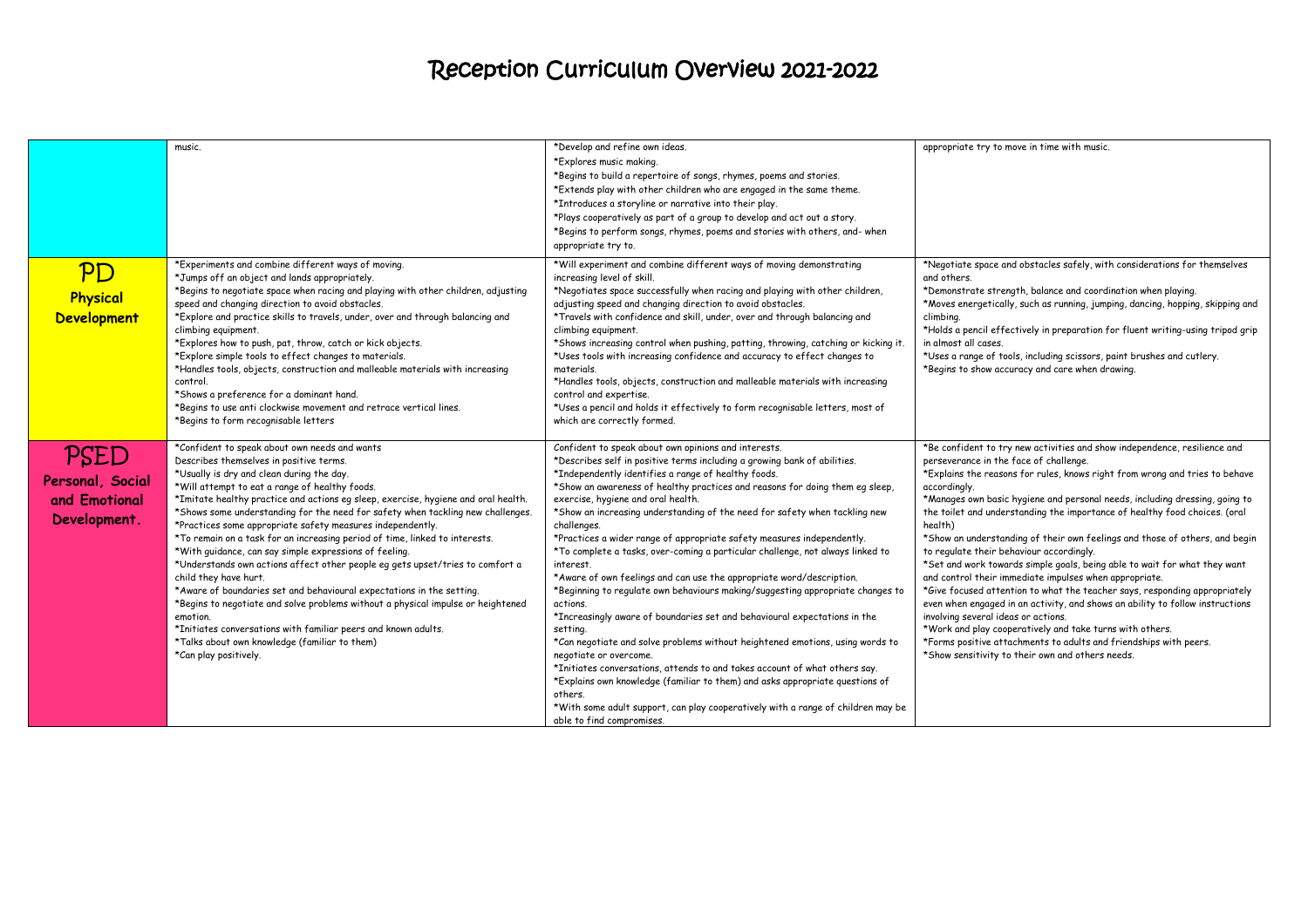# Reception Curriculum Overview 2021-2022

| | | | |
|---|---|---|---|
| | music. | *Develop and refine own ideas.<br>*Explores music making.<br>*Begins to build a repertoire of songs, rhymes, poems and stories.<br>*Extends play with other children who are engaged in the same theme.<br>*Introduces a storyline or narrative into their play.<br>*Plays cooperatively as part of a group to develop and act out a story.<br>*Begins to perform songs, rhymes, poems and stories with others, and- when appropriate try to. | appropriate try to move in time with music. |
| **PD**<br>**Physical Development** | *Experiments and combine different ways of moving.<br>*Jumps off an object and lands appropriately.<br>*Begins to negotiate space when racing and playing with other children, adjusting speed and changing direction to avoid obstacles.<br>*Explore and practice skills to travels, under, over and through balancing and climbing equipment.<br>*Explores how to push, pat, throw, catch or kick objects.<br>*Explore simple tools to effect changes to materials.<br>*Handles tools, objects, construction and malleable materials with increasing control.<br>*Shows a preference for a dominant hand.<br>*Begins to use anti clockwise movement and retrace vertical lines.<br>*Begins to form recognisable letters | *Will experiment and combine different ways of moving demonstrating increasing level of skill.<br>*Negotiates space successfully when racing and playing with other children, adjusting speed and changing direction to avoid obstacles.<br>*Travels with confidence and skill, under, over and through balancing and climbing equipment.<br>*Shows increasing control when pushing, patting, throwing, catching or kicking it.<br>*Uses tools with increasing confidence and accuracy to effect changes to materials.<br>*Handles tools, objects, construction and malleable materials with increasing control and expertise.<br>*Uses a pencil and holds it effectively to form recognisable letters, most of which are correctly formed. | *Negotiate space and obstacles safely, with considerations for themselves and others.<br>*Demonstrate strength, balance and coordination when playing.<br>*Moves energetically, such as running, jumping, dancing, hopping, skipping and climbing.<br>*Holds a pencil effectively in preparation for fluent writing-using tripod grip in almost all cases.<br>*Uses a range of tools, including scissors, paint brushes and cutlery.<br>*Begins to show accuracy and care when drawing. |
| **PSED**<br>**Personal, Social and Emotional Development.** | *Confident to speak about own needs and wants<br>Describes themselves in positive terms.<br>*Usually is dry and clean during the day.<br>*Will attempt to eat a range of healthy foods.<br>*Imitate healthy practice and actions eg sleep, exercise, hygiene and oral health.<br>*Shows some understanding for the need for safety when tackling new challenges.<br>*Practices some appropriate safety measures independently.<br>*To remain on a task for an increasing period of time, linked to interests.<br>*With guidance, can say simple expressions of feeling.<br>*Understands own actions affect other people eg gets upset/tries to comfort a child they have hurt.<br>*Aware of boundaries set and behavioural expectations in the setting.<br>*Begins to negotiate and solve problems without a physical impulse or heightened emotion.<br>*Initiates conversations with familiar peers and known adults.<br>*Talks about own knowledge (familiar to them)<br>*Can play positively. | Confident to speak about own opinions and interests.<br>*Describes self in positive terms including a growing bank of abilities.<br>*Independently identifies a range of healthy foods.<br>*Show an awareness of healthy practices and reasons for doing them eg sleep, exercise, hygiene and oral health.<br>*Show an increasing understanding of the need for safety when tackling new challenges.<br>*Practices a wider range of appropriate safety measures independently.<br>*To complete a tasks, over-coming a particular challenge, not always linked to interest.<br>*Aware of own feelings and can use the appropriate word/description.<br>*Beginning to regulate own behaviours making/suggesting appropriate changes to actions.<br>*Increasingly aware of boundaries set and behavioural expectations in the setting.<br>*Can negotiate and solve problems without heightened emotions, using words to negotiate or overcome.<br>*Initiates conversations, attends to and takes account of what others say.<br>*Explains own knowledge (familiar to them) and asks appropriate questions of others.<br>*With some adult support, can play cooperatively with a range of children may be able to find compromises. | *Be confident to try new activities and show independence, resilience and perseverance in the face of challenge.<br>*Explains the reasons for rules, knows right from wrong and tries to behave accordingly.<br>*Manages own basic hygiene and personal needs, including dressing, going to the toilet and understanding the importance of healthy food choices. (oral health)<br>*Show an understanding of their own feelings and those of others, and begin to regulate their behaviour accordingly.<br>*Set and work towards simple goals, being able to wait for what they want and control their immediate impulses when appropriate.<br>*Give focused attention to what the teacher says, responding appropriately even when engaged in an activity, and shows an ability to follow instructions involving several ideas or actions.<br>*Work and play cooperatively and take turns with others.<br>*Forms positive attachments to adults and friendships with peers.<br>*Show sensitivity to their own and others needs. |